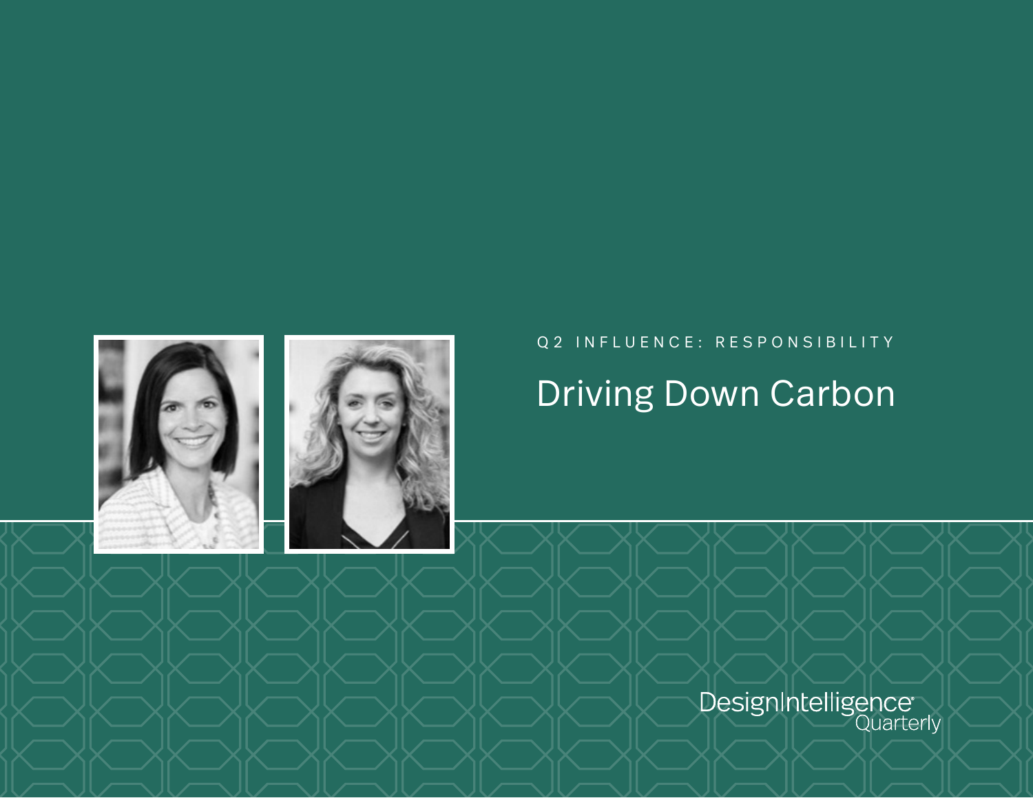Q2 INFLUENCE: RESPONSIBILITY

# Driving Down Carbon

DesignIntelligence Quarterly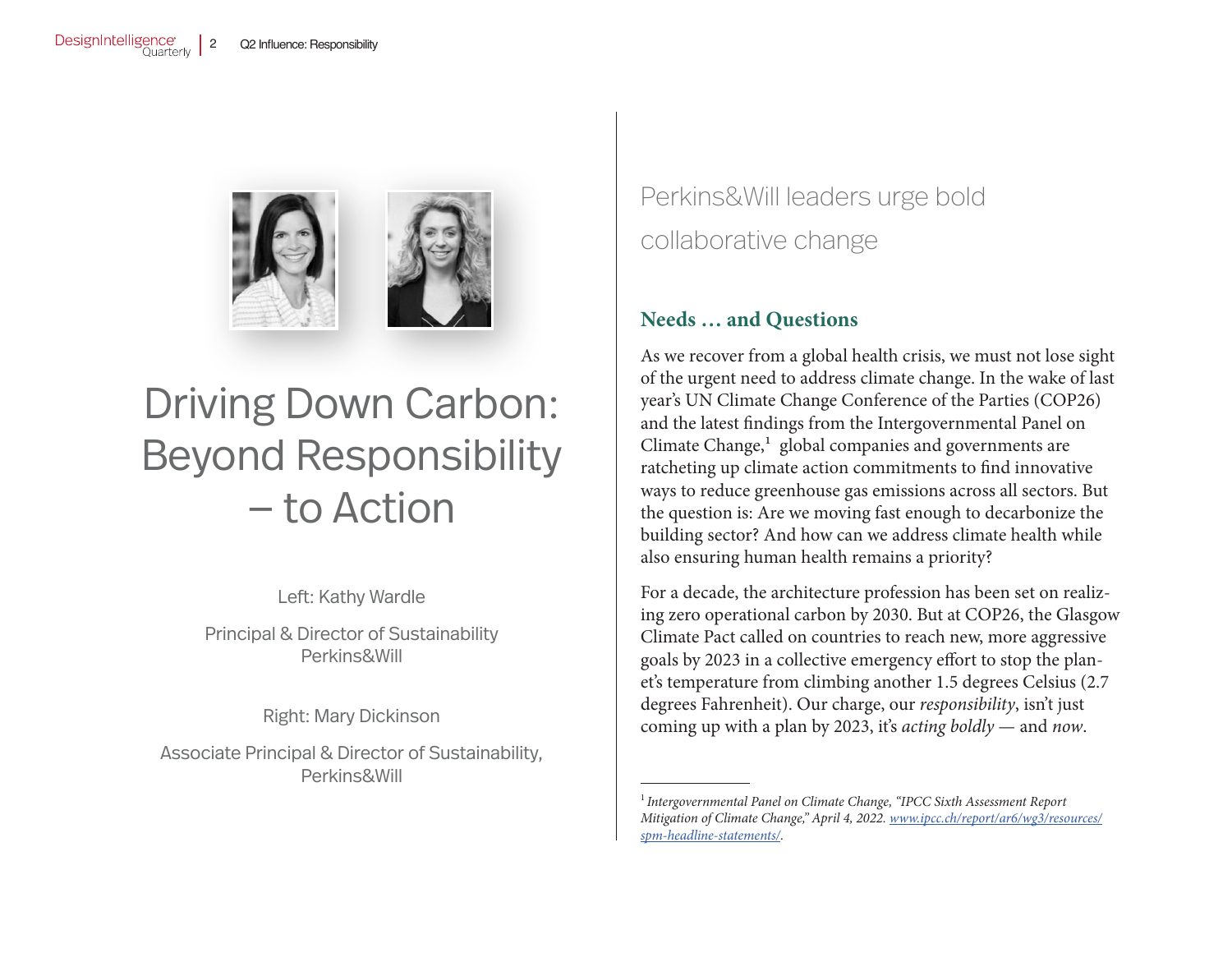# Driving Down Carbon: Beyond Responsibility – to Action

Left: Kathy Wardle

Principal & Director of Sustainability
Perkins&Will

Right: Mary Dickinson

Associate Principal & Director of Sustainability,
Perkins&Will

Perkins&Will leaders urge bold collaborative change

## Needs … and Questions

As we recover from a global health crisis, we must not lose sight of the urgent need to address climate change. In the wake of last year's UN Climate Change Conference of the Parties (COP26) and the latest findings from the Intergovernmental Panel on Climate Change,[1] global companies and governments are ratcheting up climate action commitments to find innovative ways to reduce greenhouse gas emissions across all sectors. But the question is: Are we moving fast enough to decarbonize the building sector? And how can we address climate health while also ensuring human health remains a priority?

For a decade, the architecture profession has been set on realizing zero operational carbon by 2030. But at COP26, the Glasgow Climate Pact called on countries to reach new, more aggressive goals by 2023 in a collective emergency effort to stop the planet's temperature from climbing another 1.5 degrees Celsius (2.7 degrees Fahrenheit). Our charge, our *responsibility*, isn't just coming up with a plan by 2023, it's *acting boldly* — and *now*.

---

[1] *Intergovernmental Panel on Climate Change, "IPCC Sixth Assessment Report Mitigation of Climate Change," April 4, 2022. [www.ipcc.ch/report/ar6/wg3/resources/spm-headline-statements/](www.ipcc.ch/report/ar6/wg3/resources/spm-headline-statements/).*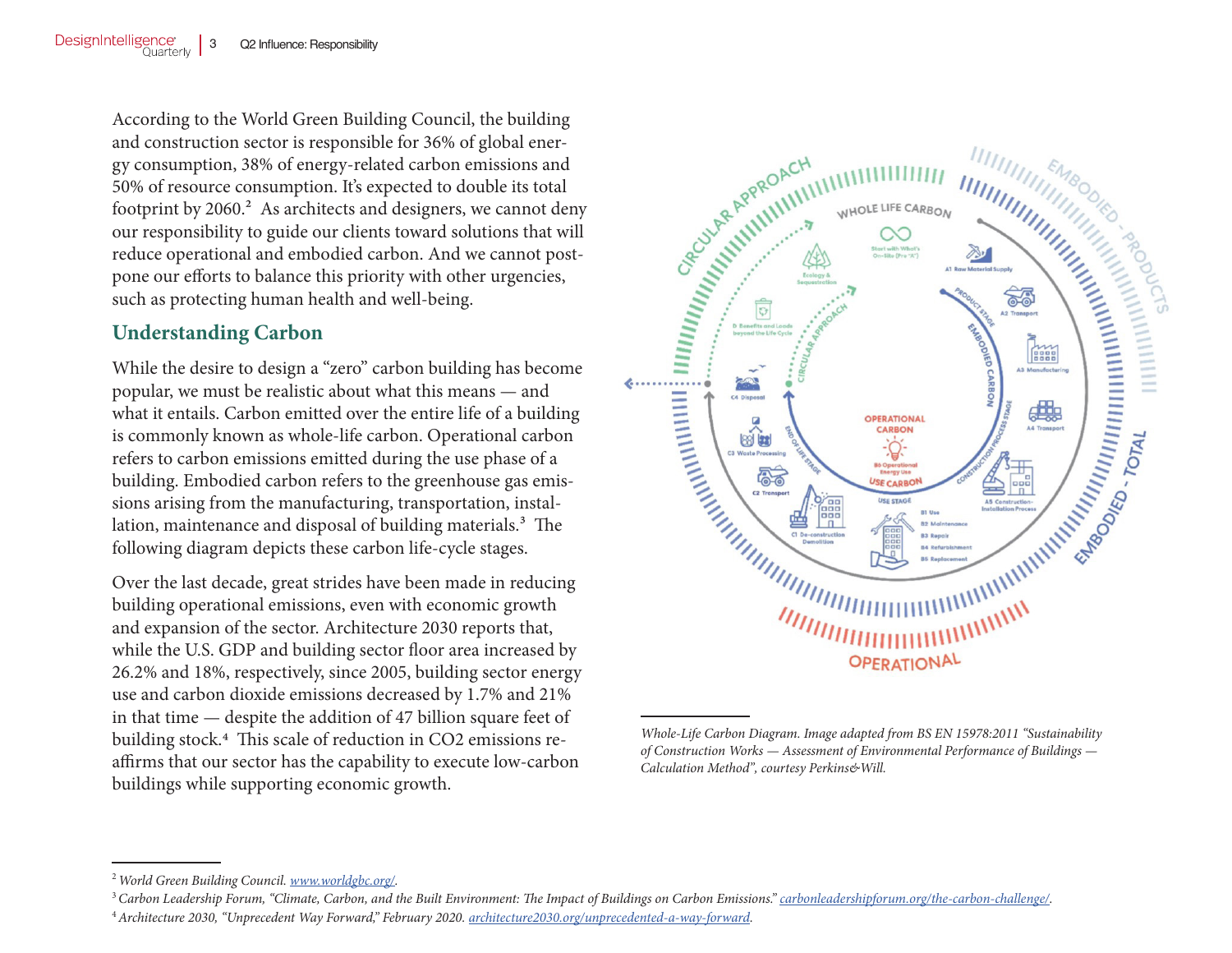According to the World Green Building Council, the building and construction sector is responsible for 36% of global energy consumption, 38% of energy-related carbon emissions and 50% of resource consumption. It's expected to double its total footprint by 2060.[2] As architects and designers, we cannot deny our responsibility to guide our clients toward solutions that will reduce operational and embodied carbon. And we cannot postpone our efforts to balance this priority with other urgencies, such as protecting human health and well-being.

## Understanding Carbon

While the desire to design a "zero" carbon building has become popular, we must be realistic about what this means — and what it entails. Carbon emitted over the entire life of a building is commonly known as whole-life carbon. Operational carbon refers to carbon emissions emitted during the use phase of a building. Embodied carbon refers to the greenhouse gas emissions arising from the manufacturing, transportation, installation, maintenance and disposal of building materials.[3] The following diagram depicts these carbon life-cycle stages.

Over the last decade, great strides have been made in reducing building operational emissions, even with economic growth and expansion of the sector. Architecture 2030 reports that, while the U.S. GDP and building sector floor area increased by 26.2% and 18%, respectively, since 2005, building sector energy use and carbon dioxide emissions decreased by 1.7% and 21% in that time — despite the addition of 47 billion square feet of building stock.[4] This scale of reduction in $CO_2$ emissions reaffirms that our sector has the capability to execute low-carbon buildings while supporting economic growth.

*Whole-Life Carbon Diagram. Image adapted from BS EN 15978:2011 "Sustainability of Construction Works — Assessment of Environmental Performance of Buildings — Calculation Method", courtesy Perkins&Will.*

---

[2] *World Green Building Council. www.worldgbc.org/.*

[3] *Carbon Leadership Forum, "Climate, Carbon, and the Built Environment: The Impact of Buildings on Carbon Emissions." carbonleadershipforum.org/the-carbon-challenge/.*

[4] *Architecture 2030, "Unprecedent Way Forward," February 2020. architecture2030.org/unprecedented-a-way-forward.*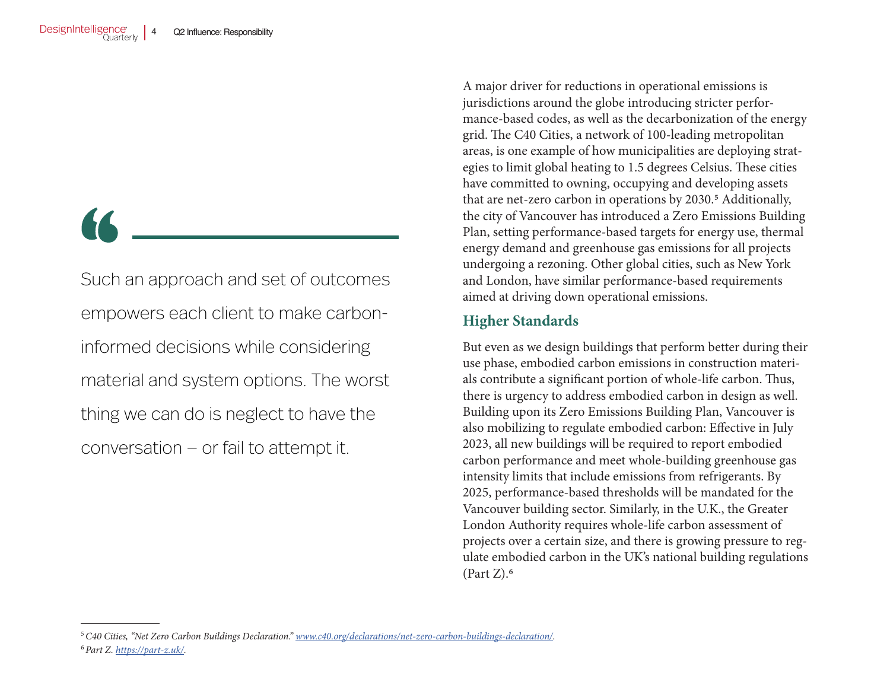> Such an approach and set of outcomes empowers each client to make carbon-informed decisions while considering material and system options. The worst thing we can do is neglect to have the conversation – or fail to attempt it.

A major driver for reductions in operational emissions is jurisdictions around the globe introducing stricter performance-based codes, as well as the decarbonization of the energy grid. The C40 Cities, a network of 100-leading metropolitan areas, is one example of how municipalities are deploying strategies to limit global heating to 1.5 degrees Celsius. These cities have committed to owning, occupying and developing assets that are net-zero carbon in operations by 2030.[5] Additionally, the city of Vancouver has introduced a Zero Emissions Building Plan, setting performance-based targets for energy use, thermal energy demand and greenhouse gas emissions for all projects undergoing a rezoning. Other global cities, such as New York and London, have similar performance-based requirements aimed at driving down operational emissions.

## Higher Standards

But even as we design buildings that perform better during their use phase, embodied carbon emissions in construction materials contribute a significant portion of whole-life carbon. Thus, there is urgency to address embodied carbon in design as well. Building upon its Zero Emissions Building Plan, Vancouver is also mobilizing to regulate embodied carbon: Effective in July 2023, all new buildings will be required to report embodied carbon performance and meet whole-building greenhouse gas intensity limits that include emissions from refrigerants. By 2025, performance-based thresholds will be mandated for the Vancouver building sector. Similarly, in the U.K., the Greater London Authority requires whole-life carbon assessment of projects over a certain size, and there is growing pressure to regulate embodied carbon in the UK's national building regulations (Part Z).[6]

---

[5] *C40 Cities, "Net Zero Carbon Buildings Declaration." [www.c40.org/declarations/net-zero-carbon-buildings-declaration/](www.c40.org/declarations/net-zero-carbon-buildings-declaration/).*

[6] *Part Z. [https://part-z.uk/](https://part-z.uk/).*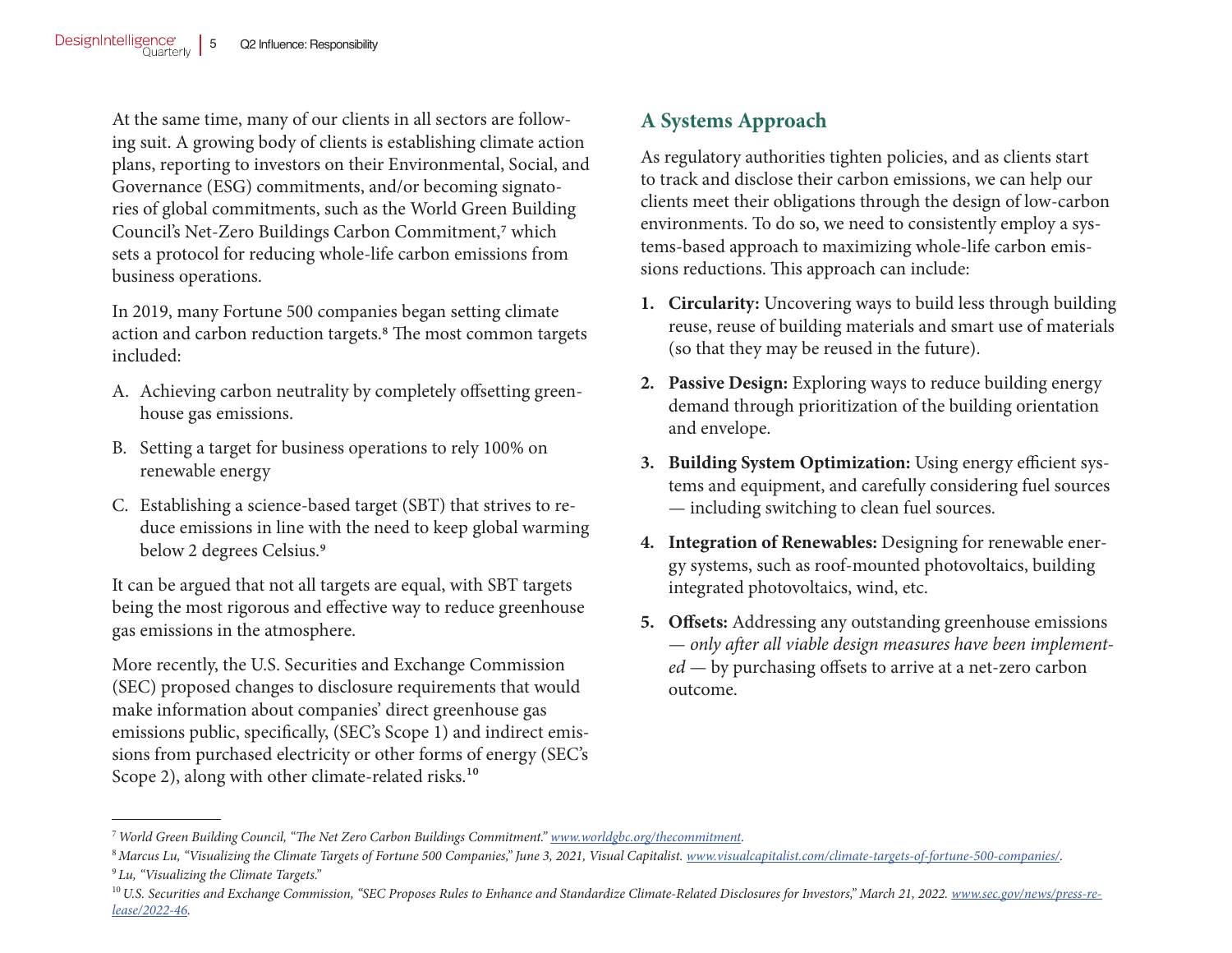At the same time, many of our clients in all sectors are following suit. A growing body of clients is establishing climate action plans, reporting to investors on their Environmental, Social, and Governance (ESG) commitments, and/or becoming signatories of global commitments, such as the World Green Building Council's Net-Zero Buildings Carbon Commitment,[7] which sets a protocol for reducing whole-life carbon emissions from business operations.

In 2019, many Fortune 500 companies began setting climate action and carbon reduction targets.[8] The most common targets included:

A. Achieving carbon neutrality by completely offsetting greenhouse gas emissions.

B. Setting a target for business operations to rely 100% on renewable energy

C. Establishing a science-based target (SBT) that strives to reduce emissions in line with the need to keep global warming below 2 degrees Celsius.[9]

It can be argued that not all targets are equal, with SBT targets being the most rigorous and effective way to reduce greenhouse gas emissions in the atmosphere.

More recently, the U.S. Securities and Exchange Commission (SEC) proposed changes to disclosure requirements that would make information about companies' direct greenhouse gas emissions public, specifically, (SEC's Scope 1) and indirect emissions from purchased electricity or other forms of energy (SEC's Scope 2), along with other climate-related risks.[10]

## A Systems Approach

As regulatory authorities tighten policies, and as clients start to track and disclose their carbon emissions, we can help our clients meet their obligations through the design of low-carbon environments. To do so, we need to consistently employ a systems-based approach to maximizing whole-life carbon emissions reductions. This approach can include:

1. **Circularity:** Uncovering ways to build less through building reuse, reuse of building materials and smart use of materials (so that they may be reused in the future).

2. **Passive Design:** Exploring ways to reduce building energy demand through prioritization of the building orientation and envelope.

3. **Building System Optimization:** Using energy efficient systems and equipment, and carefully considering fuel sources — including switching to clean fuel sources.

4. **Integration of Renewables:** Designing for renewable energy systems, such as roof-mounted photovoltaics, building integrated photovoltaics, wind, etc.

5. **Offsets:** Addressing any outstanding greenhouse emissions — *only after all viable design measures have been implemented* — by purchasing offsets to arrive at a net-zero carbon outcome.

---

[7] *World Green Building Council, "The Net Zero Carbon Buildings Commitment." www.worldgbc.org/thecommitment.*

[8] *Marcus Lu, "Visualizing the Climate Targets of Fortune 500 Companies," June 3, 2021, Visual Capitalist. www.visualcapitalist.com/climate-targets-of-fortune-500-companies/.*

[9] *Lu, "Visualizing the Climate Targets."*

[10] *U.S. Securities and Exchange Commission, "SEC Proposes Rules to Enhance and Standardize Climate-Related Disclosures for Investors," March 21, 2022. www.sec.gov/news/press-release/2022-46.*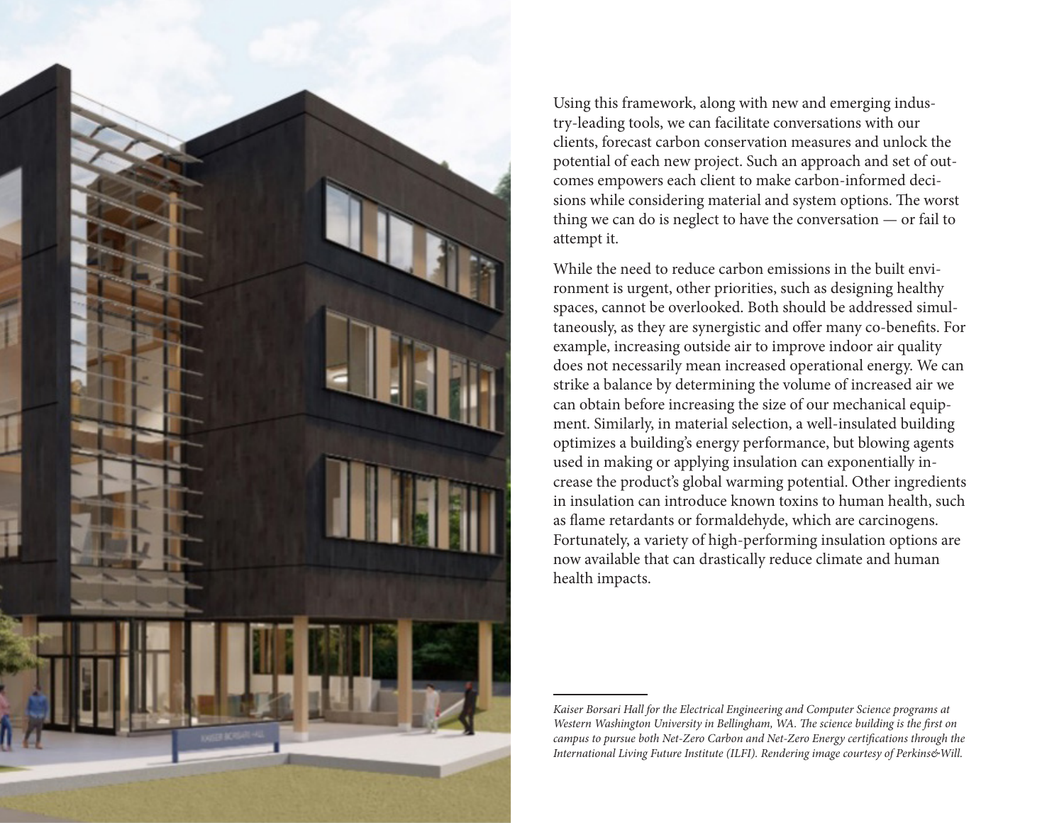Using this framework, along with new and emerging industry-leading tools, we can facilitate conversations with our clients, forecast carbon conservation measures and unlock the potential of each new project. Such an approach and set of outcomes empowers each client to make carbon-informed decisions while considering material and system options. The worst thing we can do is neglect to have the conversation — or fail to attempt it.

While the need to reduce carbon emissions in the built environment is urgent, other priorities, such as designing healthy spaces, cannot be overlooked. Both should be addressed simultaneously, as they are synergistic and offer many co-benefits. For example, increasing outside air to improve indoor air quality does not necessarily mean increased operational energy. We can strike a balance by determining the volume of increased air we can obtain before increasing the size of our mechanical equipment. Similarly, in material selection, a well-insulated building optimizes a building's energy performance, but blowing agents used in making or applying insulation can exponentially increase the product's global warming potential. Other ingredients in insulation can introduce known toxins to human health, such as flame retardants or formaldehyde, which are carcinogens. Fortunately, a variety of high-performing insulation options are now available that can drastically reduce climate and human health impacts.

*Kaiser Borsari Hall for the Electrical Engineering and Computer Science programs at Western Washington University in Bellingham, WA. The science building is the first on campus to pursue both Net-Zero Carbon and Net-Zero Energy certifications through the International Living Future Institute (ILFI). Rendering image courtesy of Perkins&Will.*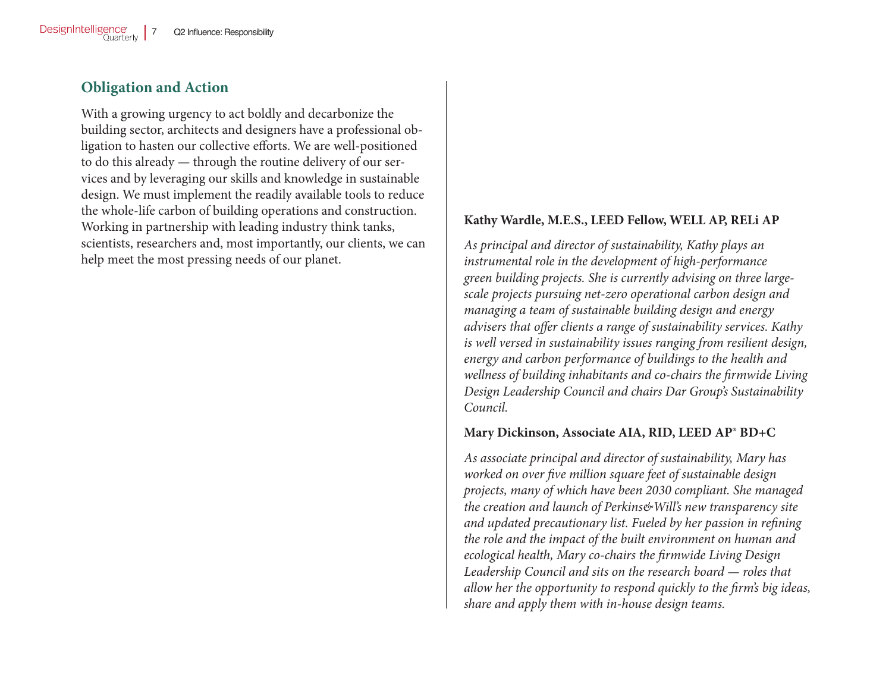## Obligation and Action

With a growing urgency to act boldly and decarbonize the building sector, architects and designers have a professional obligation to hasten our collective efforts. We are well-positioned to do this already — through the routine delivery of our services and by leveraging our skills and knowledge in sustainable design. We must implement the readily available tools to reduce the whole-life carbon of building operations and construction. Working in partnership with leading industry think tanks, scientists, researchers and, most importantly, our clients, we can help meet the most pressing needs of our planet.

**Kathy Wardle, M.E.S., LEED Fellow, WELL AP, RELi AP**

*As principal and director of sustainability, Kathy plays an instrumental role in the development of high-performance green building projects. She is currently advising on three large-scale projects pursuing net-zero operational carbon design and managing a team of sustainable building design and energy advisers that offer clients a range of sustainability services. Kathy is well versed in sustainability issues ranging from resilient design, energy and carbon performance of buildings to the health and wellness of building inhabitants and co-chairs the firmwide Living Design Leadership Council and chairs Dar Group's Sustainability Council.*

**Mary Dickinson, Associate AIA, RID, LEED AP® BD+C**

*As associate principal and director of sustainability, Mary has worked on over five million square feet of sustainable design projects, many of which have been 2030 compliant. She managed the creation and launch of Perkins&Will's new transparency site and updated precautionary list. Fueled by her passion in refining the role and the impact of the built environment on human and ecological health, Mary co-chairs the firmwide Living Design Leadership Council and sits on the research board — roles that allow her the opportunity to respond quickly to the firm's big ideas, share and apply them with in-house design teams.*